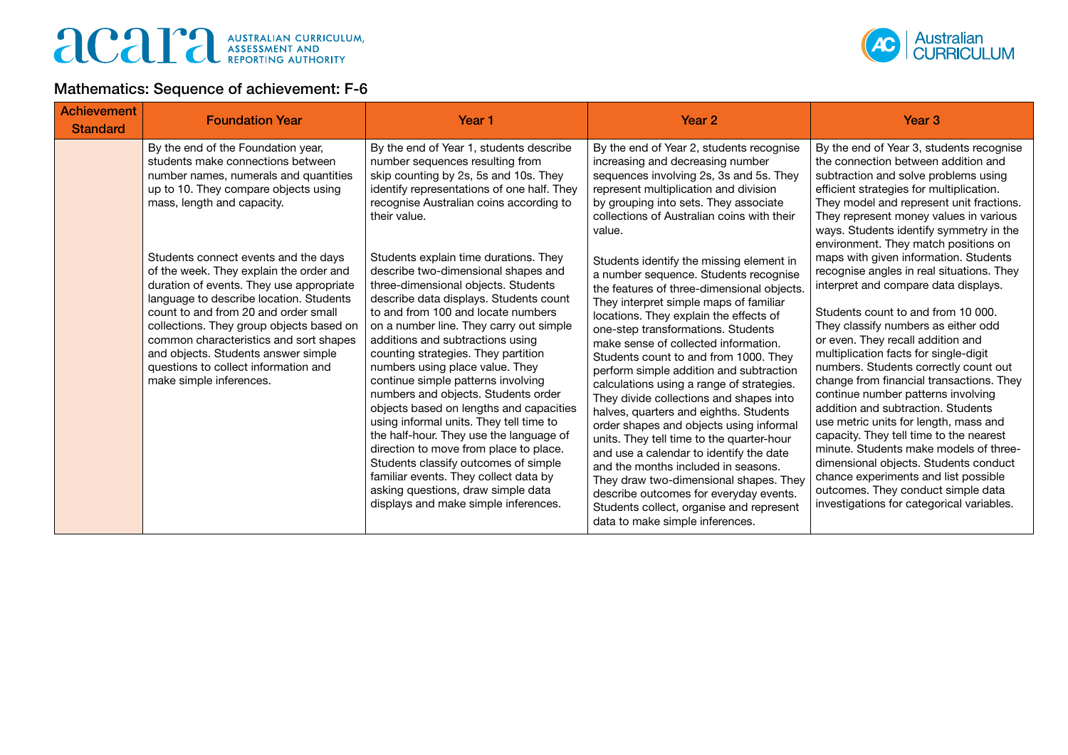## Mathematics: Sequence of achievement: F-6

| Achievement Standard | Foundation Year | Year 1 | Year 2 | Year 3 |
|---|---|---|---|---|
| | By the end of the Foundation year, students make connections between number names, numerals and quantities up to 10. They compare objects using mass, length and capacity.<br><br>Students connect events and the days of the week. They explain the order and duration of events. They use appropriate language to describe location. Students count to and from 20 and order small collections. They group objects based on common characteristics and sort shapes and objects. Students answer simple questions to collect information and make simple inferences. | By the end of Year 1, students describe number sequences resulting from skip counting by 2s, 5s and 10s. They identify representations of one half. They recognise Australian coins according to their value.<br><br>Students explain time durations. They describe two-dimensional shapes and three-dimensional objects. Students describe data displays. Students count to and from 100 and locate numbers on a number line. They carry out simple additions and subtractions using counting strategies. They partition numbers using place value. They continue simple patterns involving numbers and objects. Students order objects based on lengths and capacities using informal units. They tell time to the half-hour. They use the language of direction to move from place to place. Students classify outcomes of simple familiar events. They collect data by asking questions, draw simple data displays and make simple inferences. | By the end of Year 2, students recognise increasing and decreasing number sequences involving 2s, 3s and 5s. They represent multiplication and division by grouping into sets. They associate collections of Australian coins with their value.<br><br>Students identify the missing element in a number sequence. Students recognise the features of three-dimensional objects. They interpret simple maps of familiar locations. They explain the effects of one-step transformations. Students make sense of collected information. Students count to and from 1000. They perform simple addition and subtraction calculations using a range of strategies. They divide collections and shapes into halves, quarters and eighths. Students order shapes and objects using informal units. They tell time to the quarter-hour and use a calendar to identify the date and the months included in seasons. They draw two-dimensional shapes. They describe outcomes for everyday events. Students collect, organise and represent data to make simple inferences. | By the end of Year 3, students recognise the connection between addition and subtraction and solve problems using efficient strategies for multiplication. They model and represent unit fractions. They represent money values in various ways. Students identify symmetry in the environment. They match positions on maps with given information. Students recognise angles in real situations. They interpret and compare data displays.<br><br>Students count to and from 10 000. They classify numbers as either odd or even. They recall addition and multiplication facts for single-digit numbers. Students correctly count out change from financial transactions. They continue number patterns involving addition and subtraction. Students use metric units for length, mass and capacity. They tell time to the nearest minute. Students make models of three-dimensional objects. Students conduct chance experiments and list possible outcomes. They conduct simple data investigations for categorical variables. |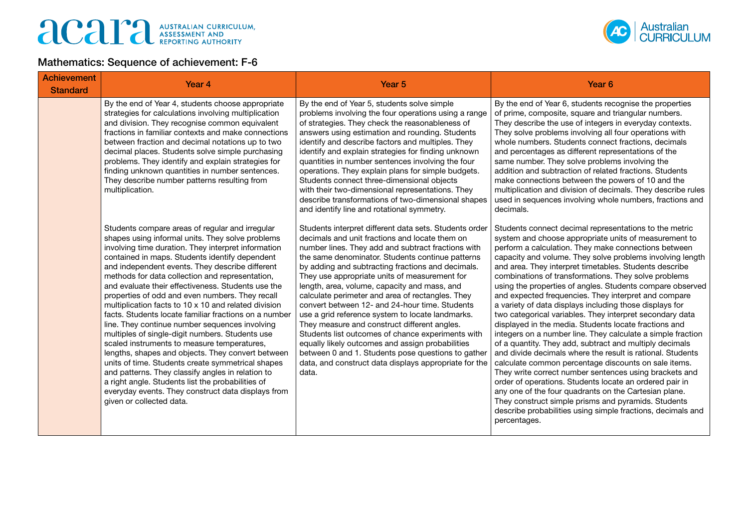## Mathematics: Sequence of achievement: F-6

| Achievement Standard | Year 4 | Year 5 | Year 6 |
|---|---|---|---|
| | By the end of Year 4, students choose appropriate strategies for calculations involving multiplication and division. They recognise common equivalent fractions in familiar contexts and make connections between fraction and decimal notations up to two decimal places. Students solve simple purchasing problems. They identify and explain strategies for finding unknown quantities in number sentences. They describe number patterns resulting from multiplication.<br><br>Students compare areas of regular and irregular shapes using informal units. They solve problems involving time duration. They interpret information contained in maps. Students identify dependent and independent events. They describe different methods for data collection and representation, and evaluate their effectiveness. Students use the properties of odd and even numbers. They recall multiplication facts to 10 x 10 and related division facts. Students locate familiar fractions on a number line. They continue number sequences involving multiples of single-digit numbers. Students use scaled instruments to measure temperatures, lengths, shapes and objects. They convert between units of time. Students create symmetrical shapes and patterns. They classify angles in relation to a right angle. Students list the probabilities of everyday events. They construct data displays from given or collected data. | By the end of Year 5, students solve simple problems involving the four operations using a range of strategies. They check the reasonableness of answers using estimation and rounding. Students identify and describe factors and multiples. They identify and explain strategies for finding unknown quantities in number sentences involving the four operations. They explain plans for simple budgets. Students connect three-dimensional objects with their two-dimensional representations. They describe transformations of two-dimensional shapes and identify line and rotational symmetry.<br><br>Students interpret different data sets. Students order decimals and unit fractions and locate them on number lines. They add and subtract fractions with the same denominator. Students continue patterns by adding and subtracting fractions and decimals. They use appropriate units of measurement for length, area, volume, capacity and mass, and calculate perimeter and area of rectangles. They convert between 12- and 24-hour time. Students use a grid reference system to locate landmarks. They measure and construct different angles. Students list outcomes of chance experiments with equally likely outcomes and assign probabilities between 0 and 1. Students pose questions to gather data, and construct data displays appropriate for the data. | By the end of Year 6, students recognise the properties of prime, composite, square and triangular numbers. They describe the use of integers in everyday contexts. They solve problems involving all four operations with whole numbers. Students connect fractions, decimals and percentages as different representations of the same number. They solve problems involving the addition and subtraction of related fractions. Students make connections between the powers of 10 and the multiplication and division of decimals. They describe rules used in sequences involving whole numbers, fractions and decimals.<br><br>Students connect decimal representations to the metric system and choose appropriate units of measurement to perform a calculation. They make connections between capacity and volume. They solve problems involving length and area. They interpret timetables. Students describe combinations of transformations. They solve problems using the properties of angles. Students compare observed and expected frequencies. They interpret and compare a variety of data displays including those displays for two categorical variables. They interpret secondary data displayed in the media. Students locate fractions and integers on a number line. They calculate a simple fraction of a quantity. They add, subtract and multiply decimals and divide decimals where the result is rational. Students calculate common percentage discounts on sale items. They write correct number sentences using brackets and order of operations. Students locate an ordered pair in any one of the four quadrants on the Cartesian plane. They construct simple prisms and pyramids. Students describe probabilities using simple fractions, decimals and percentages. |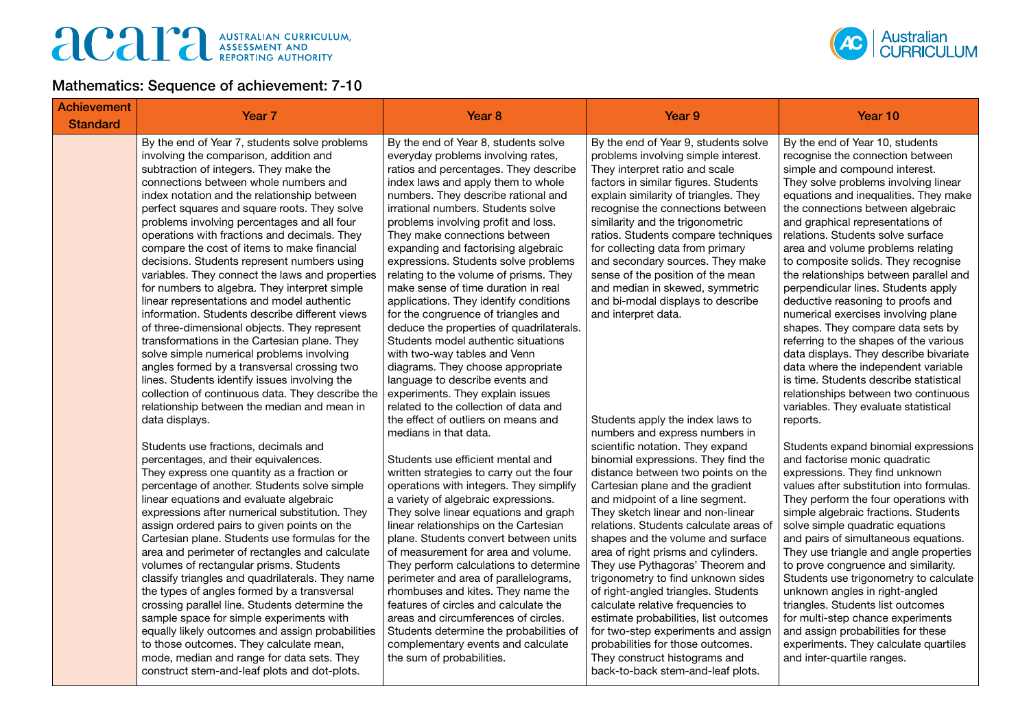## Mathematics: Sequence of achievement: 7-10

| Achievement Standard | Year 7 | Year 8 | Year 9 | Year 10 |
|---|---|---|---|---|
| | By the end of Year 7, students solve problems involving the comparison, addition and subtraction of integers. They make the connections between whole numbers and index notation and the relationship between perfect squares and square roots. They solve problems involving percentages and all four operations with fractions and decimals. They compare the cost of items to make financial decisions. Students represent numbers using variables. They connect the laws and properties for numbers to algebra. They interpret simple linear representations and model authentic information. Students describe different views of three-dimensional objects. They represent transformations in the Cartesian plane. They solve simple numerical problems involving angles formed by a transversal crossing two lines. Students identify issues involving the collection of continuous data. They describe the relationship between the median and mean in data displays.<br><br>Students use fractions, decimals and percentages, and their equivalences. They express one quantity as a fraction or percentage of another. Students solve simple linear equations and evaluate algebraic expressions after numerical substitution. They assign ordered pairs to given points on the Cartesian plane. Students use formulas for the area and perimeter of rectangles and calculate volumes of rectangular prisms. Students classify triangles and quadrilaterals. They name the types of angles formed by a transversal crossing parallel line. Students determine the sample space for simple experiments with equally likely outcomes and assign probabilities to those outcomes. They calculate mean, mode, median and range for data sets. They construct stem-and-leaf plots and dot-plots. | By the end of Year 8, students solve everyday problems involving rates, ratios and percentages. They describe index laws and apply them to whole numbers. They describe rational and irrational numbers. Students solve problems involving profit and loss. They make connections between expanding and factorising algebraic expressions. Students solve problems relating to the volume of prisms. They make sense of time duration in real applications. They identify conditions for the congruence of triangles and deduce the properties of quadrilaterals. Students model authentic situations with two-way tables and Venn diagrams. They choose appropriate language to describe events and experiments. They explain issues related to the collection of data and the effect of outliers on means and medians in that data.<br><br>Students use efficient mental and written strategies to carry out the four operations with integers. They simplify a variety of algebraic expressions. They solve linear equations and graph linear relationships on the Cartesian plane. Students convert between units of measurement for area and volume. They perform calculations to determine perimeter and area of parallelograms, rhombuses and kites. They name the features of circles and calculate the areas and circumferences of circles. Students determine the probabilities of complementary events and calculate the sum of probabilities. | By the end of Year 9, students solve problems involving simple interest. They interpret ratio and scale factors in similar figures. Students explain similarity of triangles. They recognise the connections between similarity and the trigonometric ratios. Students compare techniques for collecting data from primary and secondary sources. They make sense of the position of the mean and median in skewed, symmetric and bi-modal displays to describe and interpret data.<br><br>Students apply the index laws to numbers and express numbers in scientific notation. They expand binomial expressions. They find the distance between two points on the Cartesian plane and the gradient and midpoint of a line segment. They sketch linear and non-linear relations. Students calculate areas of shapes and the volume and surface area of right prisms and cylinders. They use Pythagoras' Theorem and trigonometry to find unknown sides of right-angled triangles. Students calculate relative frequencies to estimate probabilities, list outcomes for two-step experiments and assign probabilities for those outcomes. They construct histograms and back-to-back stem-and-leaf plots. | By the end of Year 10, students recognise the connection between simple and compound interest. They solve problems involving linear equations and inequalities. They make the connections between algebraic and graphical representations of relations. Students solve surface area and volume problems relating to composite solids. They recognise the relationships between parallel and perpendicular lines. Students apply deductive reasoning to proofs and numerical exercises involving plane shapes. They compare data sets by referring to the shapes of the various data displays. They describe bivariate data where the independent variable is time. Students describe statistical relationships between two continuous variables. They evaluate statistical reports.<br><br>Students expand binomial expressions and factorise monic quadratic expressions. They find unknown values after substitution into formulas. They perform the four operations with simple algebraic fractions. Students solve simple quadratic equations and pairs of simultaneous equations. They use triangle and angle properties to prove congruence and similarity. Students use trigonometry to calculate unknown angles in right-angled triangles. Students list outcomes for multi-step chance experiments and assign probabilities for these experiments. They calculate quartiles and inter-quartile ranges. |